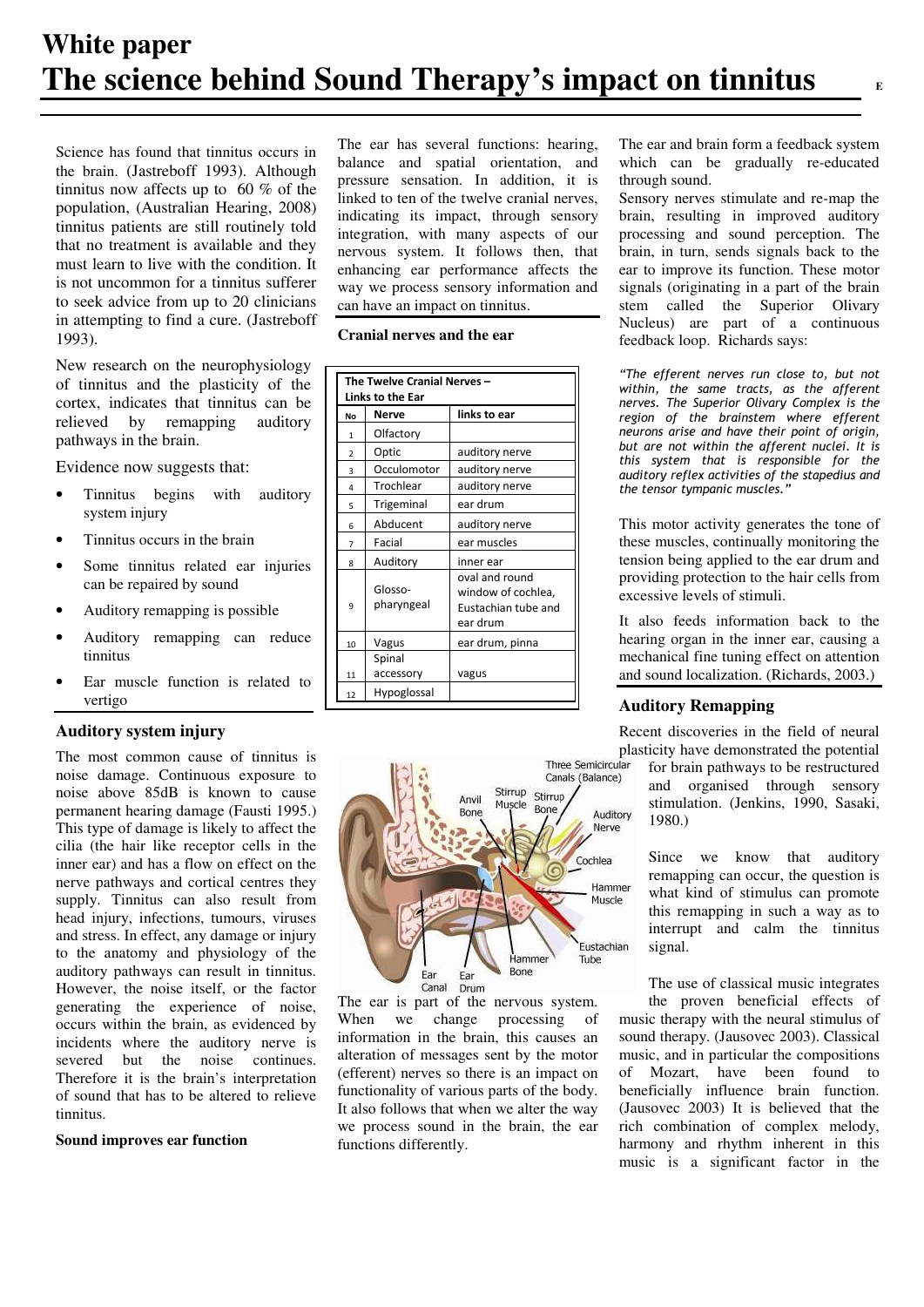# White paper
# The science behind Sound Therapy's impact on tinnitus

Science has found that tinnitus occurs in the brain. (Jastreboff 1993). Although tinnitus now affects up to 60 % of the population, (Australian Hearing, 2008) tinnitus patients are still routinely told that no treatment is available and they must learn to live with the condition. It is not uncommon for a tinnitus sufferer to seek advice from up to 20 clinicians in attempting to find a cure. (Jastreboff 1993).

New research on the neurophysiology of tinnitus and the plasticity of the cortex, indicates that tinnitus can be relieved by remapping auditory pathways in the brain.

Evidence now suggests that:

- Tinnitus begins with auditory system injury
- Tinnitus occurs in the brain
- Some tinnitus related ear injuries can be repaired by sound
- Auditory remapping is possible
- Auditory remapping can reduce tinnitus
- Ear muscle function is related to vertigo

### Auditory system injury

The most common cause of tinnitus is noise damage. Continuous exposure to noise above 85dB is known to cause permanent hearing damage (Fausti 1995.) This type of damage is likely to affect the cilia (the hair like receptor cells in the inner ear) and has a flow on effect on the nerve pathways and cortical centres they supply. Tinnitus can also result from head injury, infections, tumours, viruses and stress. In effect, any damage or injury to the anatomy and physiology of the auditory pathways can result in tinnitus. However, the noise itself, or the factor generating the experience of noise, occurs within the brain, as evidenced by incidents where the auditory nerve is severed but the noise continues. Therefore it is the brain's interpretation of sound that has to be altered to relieve tinnitus.

**Sound improves ear function**

The ear has several functions: hearing, balance and spatial orientation, and pressure sensation. In addition, it is linked to ten of the twelve cranial nerves, indicating its impact, through sensory integration, with many aspects of our nervous system. It follows then, that enhancing ear performance affects the way we process sensory information and can have an impact on tinnitus.

**Cranial nerves and the ear**

| The Twelve Cranial Nerves – Links to the Ear | | |
|---|---|---|
| No | Nerve | links to ear |
| 1 | Olfactory | |
| 2 | Optic | auditory nerve |
| 3 | Occulomotor | auditory nerve |
| 4 | Trochlear | auditory nerve |
| 5 | Trigeminal | ear drum |
| 6 | Abducent | auditory nerve |
| 7 | Facial | ear muscles |
| 8 | Auditory | inner ear |
| 9 | Glosso-pharyngeal | oval and round window of cochlea, Eustachian tube and ear drum |
| 10 | Vagus | ear drum, pinna |
| 11 | Spinal accessory | vagus |
| 12 | Hypoglossal | |

The ear is part of the nervous system. When we change processing of information in the brain, this causes an alteration of messages sent by the motor (efferent) nerves so there is an impact on functionality of various parts of the body. It also follows that when we alter the way we process sound in the brain, the ear functions differently.

The ear and brain form a feedback system which can be gradually re-educated through sound.

Sensory nerves stimulate and re-map the brain, resulting in improved auditory processing and sound perception. The brain, in turn, sends signals back to the ear to improve its function. These motor signals (originating in a part of the brain stem called the Superior Olivary Nucleus) are part of a continuous feedback loop. Richards says:

*"The efferent nerves run close to, but not within, the same tracts, as the afferent nerves. The Superior Olivary Complex is the region of the brainstem where efferent neurons arise and have their point of origin, but are not within the afferent nuclei. It is this system that is responsible for the auditory reflex activities of the stapedius and the tensor tympanic muscles."*

This motor activity generates the tone of these muscles, continually monitoring the tension being applied to the ear drum and providing protection to the hair cells from excessive levels of stimuli.

It also feeds information back to the hearing organ in the inner ear, causing a mechanical fine tuning effect on attention and sound localization. (Richards, 2003.)

### Auditory Remapping

Recent discoveries in the field of neural plasticity have demonstrated the potential for brain pathways to be restructured and organised through sensory stimulation. (Jenkins, 1990, Sasaki, 1980.)

Since we know that auditory remapping can occur, the question is what kind of stimulus can promote this remapping in such a way as to interrupt and calm the tinnitus signal.

The use of classical music integrates the proven beneficial effects of music therapy with the neural stimulus of sound therapy. (Jausovec 2003). Classical music, and in particular the compositions of Mozart, have been found to beneficially influence brain function. (Jausovec 2003) It is believed that the rich combination of complex melody, harmony and rhythm inherent in this music is a significant factor in the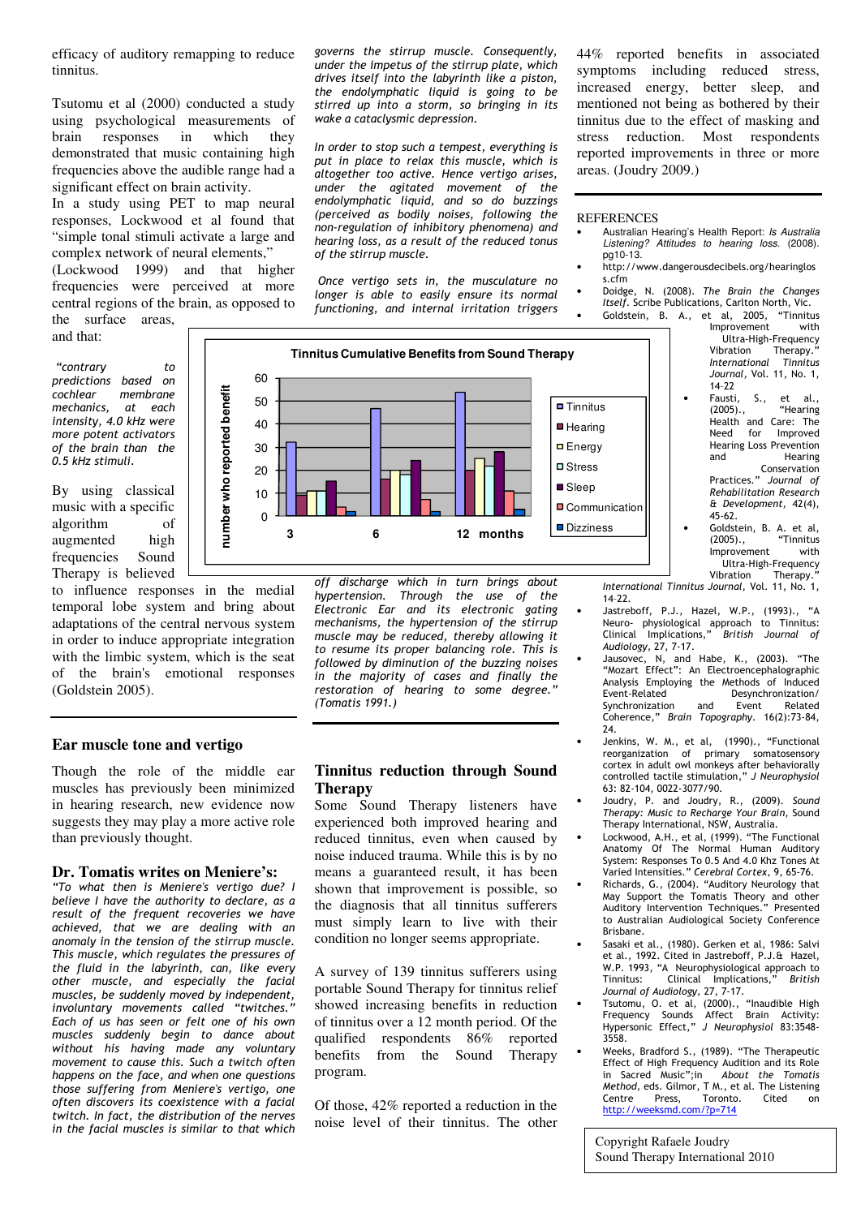efficacy of auditory remapping to reduce tinnitus.

Tsutomu et al (2000) conducted a study using psychological measurements of brain responses in which they demonstrated that music containing high frequencies above the audible range had a significant effect on brain activity.

In a study using PET to map neural responses, Lockwood et al found that "simple tonal stimuli activate a large and complex network of neural elements," (Lockwood 1999) and that higher frequencies were perceived at more central regions of the brain, as opposed to the surface areas, and that:

> *"contrary to predictions based on cochlear membrane mechanics, at each intensity, 4.0 kHz were more potent activators of the brain than the 0.5 kHz stimuli.*

By using classical music with a specific algorithm of augmented high frequencies Sound Therapy is believed to influence responses in the medial temporal lobe system and bring about adaptations of the central nervous system in order to induce appropriate integration with the limbic system, which is the seat of the brain's emotional responses (Goldstein 2005).

## Ear muscle tone and vertigo

Though the role of the middle ear muscles has previously been minimized in hearing research, new evidence now suggests they may play a more active role than previously thought.

## Dr. Tomatis writes on Meniere's:

*"To what then is Meniere's vertigo due? I believe I have the authority to declare, as a result of the frequent recoveries we have achieved, that we are dealing with an anomaly in the tension of the stirrup muscle. This muscle, which regulates the pressures of the fluid in the labyrinth, can, like every other muscle, and especially the facial muscles, be suddenly moved by independent, involuntary movements called "twitches." Each of us has seen or felt one of his own muscles suddenly begin to dance about without his having made any voluntary movement to cause this. Such a twitch often happens on the face, and when one questions those suffering from Meniere's vertigo, one often discovers its coexistence with a facial twitch. In fact, the distribution of the nerves in the facial muscles is similar to that which governs the stirrup muscle. Consequently, under the impetus of the stirrup plate, which drives itself into the labyrinth like a piston, the endolymphatic liquid is going to be stirred up into a storm, so bringing in its wake a cataclysmic depression.*

*In order to stop such a tempest, everything is put in place to relax this muscle, which is altogether too active. Hence vertigo arises, under the agitated movement of the endolymphatic liquid, and so do buzzings (perceived as bodily noises, following the non-regulation of inhibitory phenomena) and hearing loss, as a result of the reduced tonus of the stirrup muscle.*

*Once vertigo sets in, the musculature no longer is able to easily ensure its normal functioning, and internal irritation triggers off discharge which in turn brings about hypertension. Through the use of the Electronic Ear and its electronic gating mechanisms, the hypertension of the stirrup muscle may be reduced, thereby allowing it to resume its proper balancing role. This is followed by diminution of the buzzing noises in the majority of cases and finally the restoration of hearing to some degree." (Tomatis 1991.)*

Tinnitus Cumulative Benefits from Sound Therapy

number who reported benefit

0
10
20
30
40
50
60

3
6
12 months

Tinnitus
Hearing
Energy
Stress
Sleep
Communication
Dizziness

## Tinnitus reduction through Sound Therapy

Some Sound Therapy listeners have experienced both improved hearing and reduced tinnitus, even when caused by noise induced trauma. While this is by no means a guaranteed result, it has been shown that improvement is possible, so the diagnosis that all tinnitus sufferers must simply learn to live with their condition no longer seems appropriate.

A survey of 139 tinnitus sufferers using portable Sound Therapy for tinnitus relief showed increasing benefits in reduction of tinnitus over a 12 month period. Of the qualified respondents 86% reported benefits from the Sound Therapy program.

Of those, 42% reported a reduction in the noise level of their tinnitus. The other 44% reported benefits in associated symptoms including reduced stress, increased energy, better sleep, and mentioned not being as bothered by their tinnitus due to the effect of masking and stress reduction. Most respondents reported improvements in three or more areas. (Joudry 2009.)

## REFERENCES

- Australian Hearing's Health Report: *Is Australia Listening? Attitudes to hearing loss.* (2008). pg10-13.
- http://www.dangerousdecibels.org/hearinglos s.cfm
- Doidge, N. (2008). *The Brain the Changes Itself*. Scribe Publications, Carlton North, Vic.
- Goldstein, B. A., et al, 2005, "Tinnitus Improvement with Ultra-High-Frequency Vibration Therapy." *International Tinnitus Journal*, Vol. 11, No. 1, 14-22
- Fausti, S., et al., (2005)., "Hearing Health and Care: The Need for Improved Hearing Loss Prevention and Hearing Conservation Practices." *Journal of Rehabilitation Research & Development*, 42(4), 45-62.
- Goldstein, B. A. et al, (2005)., "Tinnitus Improvement with Ultra-High-Frequency Vibration Therapy." *International Tinnitus Journal*, Vol. 11, No. 1, 14-22.
- Jastreboff, P.J., Hazel, W.P., (1993)., "A Neuro- physiological approach to Tinnitus: Clinical Implications," *British Journal of Audiology*, 27, 7-17.
- Jausovec, N., and Habe, K., (2003). "The "Mozart Effect": An Electroencephalographic Analysis Employing the Methods of Induced Event-Related Desynchronization/ Synchronization and Event Related Coherence," *Brain Topography*. 16(2):73-84, 24.
- Jenkins, W. M., et al, (1990)., "Functional reorganization of primary somatosensory cortex in adult owl monkeys after behaviorally controlled tactile stimulation," *J Neurophysiol* 63: 82-104, 0022-3077/90.
- Joudry, P. and Joudry, R., (2009). *Sound Therapy: Music to Recharge Your Brain*, Sound Therapy International, NSW, Australia.
- Lockwood, A.H., et al, (1999). "The Functional Anatomy Of The Normal Human Auditory System: Responses To 0.5 And 4.0 Khz Tones At Varied Intensities." *Cerebral Cortex*, 9, 65-76.
- Richards, G., (2004). "Auditory Neurology that May Support the Tomatis Theory and other Auditory Intervention Techniques." Presented to Australian Audiological Society Conference Brisbane.
- Sasaki et al., (1980). Gerken et al, 1986: Salvi et al., 1992. Cited in Jastreboff, P.J.& Hazel, W.P. 1993, "A Neurophysiological approach to Tinnitus: Clinical Implications," *British Journal of Audiology*, 27, 7-17.
- Tsutomu, O. et al, (2000)., "Inaudible High Frequency Sounds Affect Brain Activity: Hypersonic Effect," *J Neurophysiol* 83:3548-3558.
- Weeks, Bradford S., (1989). "The Therapeutic Effect of High Frequency Audition and its Role in Sacred Music";in *About the Tomatis Method*, eds. Gilmor, T M., et al. The Listening Centre Press, Toronto. Cited on http://weeksmd.com/?p=714

Copyright Rafaele Joudry
Sound Therapy International 2010